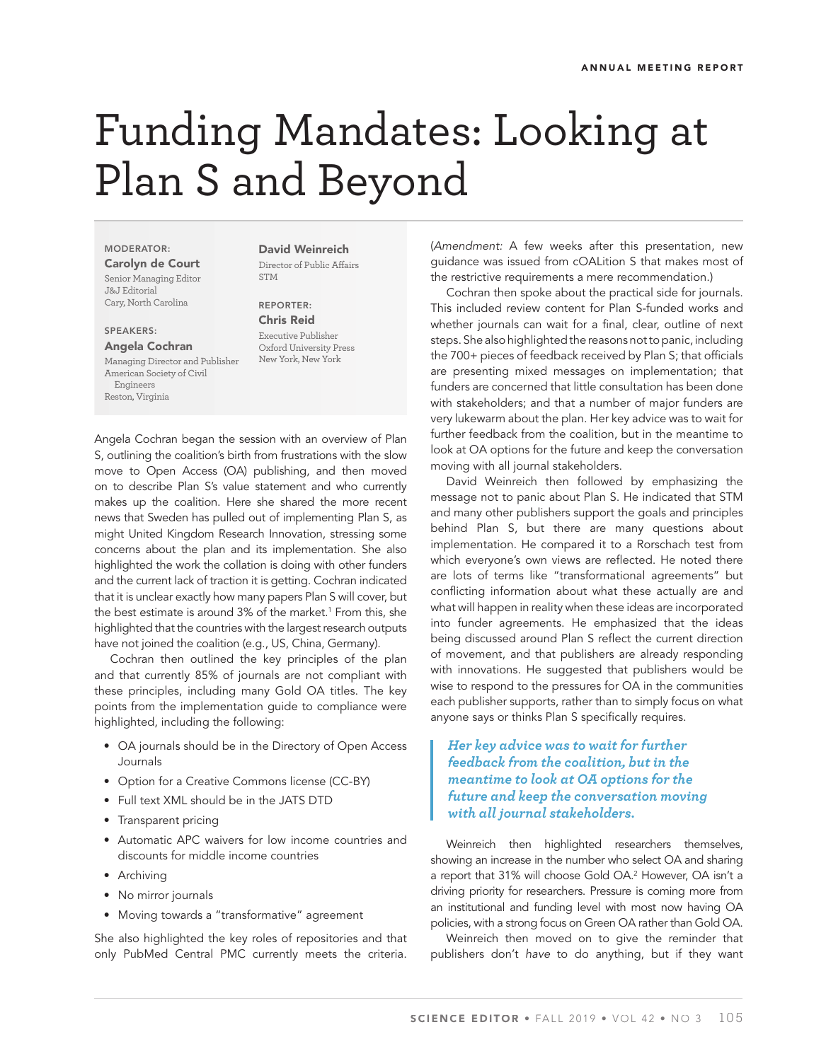# Funding Mandates: Looking at Plan S and Beyond

**MODERATOR:**

**Carolyn de Court**
Senior Managing Editor
J&J Editorial
Cary, North Carolina

**SPEAKERS:**

**Angela Cochran**
Managing Director and Publisher
American Society of Civil Engineers
Reston, Virginia

**David Weinreich**
Director of Public Affairs
STM

**REPORTER:**

**Chris Reid**
Executive Publisher
Oxford University Press
New York, New York

Angela Cochran began the session with an overview of Plan S, outlining the coalition's birth from frustrations with the slow move to Open Access (OA) publishing, and then moved on to describe Plan S's value statement and who currently makes up the coalition. Here she shared the more recent news that Sweden has pulled out of implementing Plan S, as might United Kingdom Research Innovation, stressing some concerns about the plan and its implementation. She also highlighted the work the collation is doing with other funders and the current lack of traction it is getting. Cochran indicated that it is unclear exactly how many papers Plan S will cover, but the best estimate is around 3% of the market.[1] From this, she highlighted that the countries with the largest research outputs have not joined the coalition (e.g., US, China, Germany).

Cochran then outlined the key principles of the plan and that currently 85% of journals are not compliant with these principles, including many Gold OA titles. The key points from the implementation guide to compliance were highlighted, including the following:

- OA journals should be in the Directory of Open Access Journals
- Option for a Creative Commons license (CC-BY)
- Full text XML should be in the JATS DTD
- Transparent pricing
- Automatic APC waivers for low income countries and discounts for middle income countries
- Archiving
- No mirror journals
- Moving towards a "transformative" agreement

She also highlighted the key roles of repositories and that only PubMed Central PMC currently meets the criteria. (*Amendment:* A few weeks after this presentation, new guidance was issued from cOALition S that makes most of the restrictive requirements a mere recommendation.)

Cochran then spoke about the practical side for journals. This included review content for Plan S-funded works and whether journals can wait for a final, clear, outline of next steps. She also highlighted the reasons not to panic, including the 700+ pieces of feedback received by Plan S; that officials are presenting mixed messages on implementation; that funders are concerned that little consultation has been done with stakeholders; and that a number of major funders are very lukewarm about the plan. Her key advice was to wait for further feedback from the coalition, but in the meantime to look at OA options for the future and keep the conversation moving with all journal stakeholders.

David Weinreich then followed by emphasizing the message not to panic about Plan S. He indicated that STM and many other publishers support the goals and principles behind Plan S, but there are many questions about implementation. He compared it to a Rorschach test from which everyone's own views are reflected. He noted there are lots of terms like "transformational agreements" but conflicting information about what these actually are and what will happen in reality when these ideas are incorporated into funder agreements. He emphasized that the ideas being discussed around Plan S reflect the current direction of movement, and that publishers are already responding with innovations. He suggested that publishers would be wise to respond to the pressures for OA in the communities each publisher supports, rather than to simply focus on what anyone says or thinks Plan S specifically requires.

> ***Her key advice was to wait for further feedback from the coalition, but in the meantime to look at OA options for the future and keep the conversation moving with all journal stakeholders.***

Weinreich then highlighted researchers themselves, showing an increase in the number who select OA and sharing a report that 31% will choose Gold OA.[2] However, OA isn't a driving priority for researchers. Pressure is coming more from an institutional and funding level with most now having OA policies, with a strong focus on Green OA rather than Gold OA.

Weinreich then moved on to give the reminder that publishers don't *have* to do anything, but if they want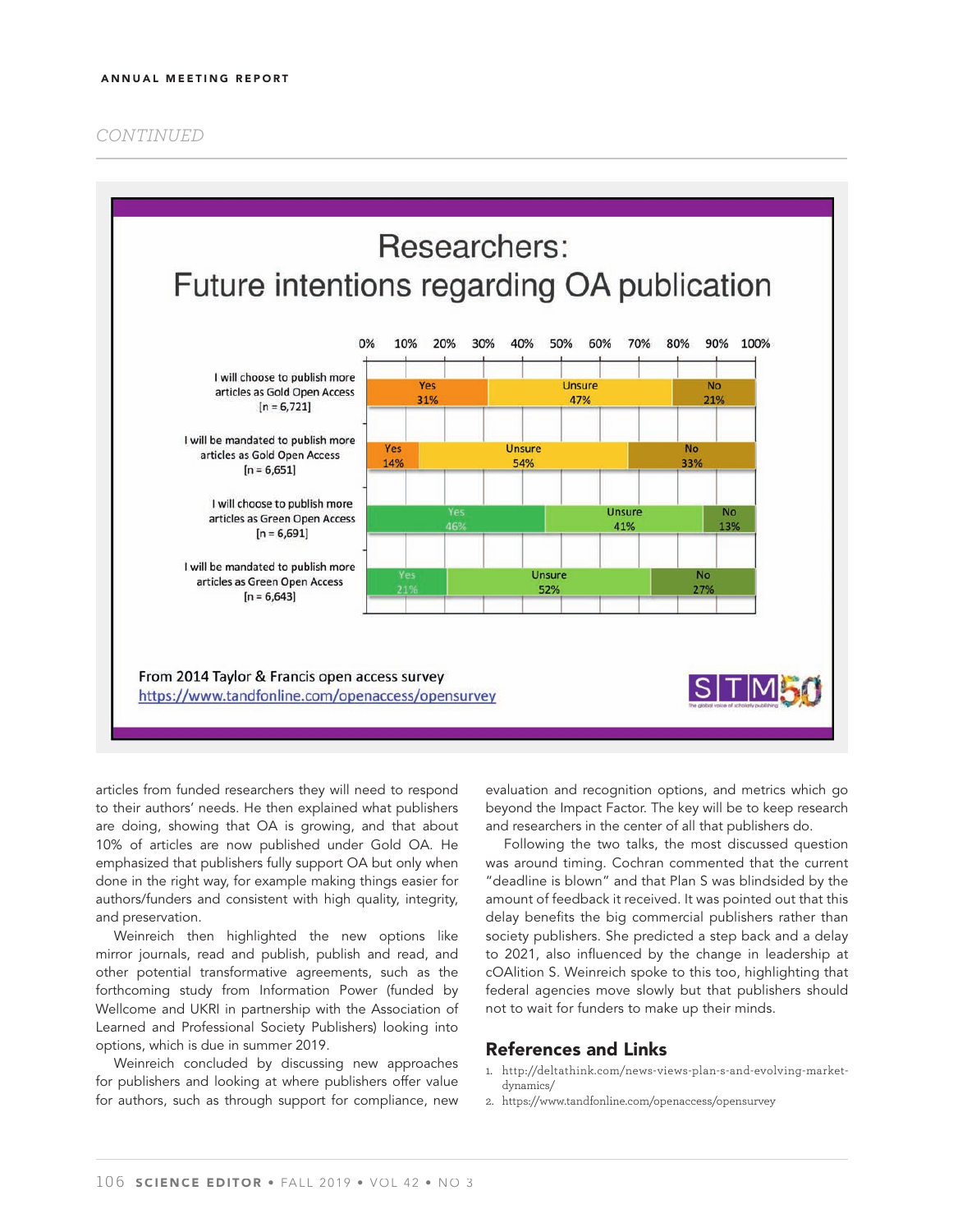CONTINUED

Researchers:
Future intentions regarding OA publication

0% 10% 20% 30% 40% 50% 60% 70% 80% 90% 100%

I will choose to publish more articles as Gold Open Access [n = 6,721]
Yes 31%
Unsure 47%
No 21%

I will be mandated to publish more articles as Gold Open Access [n = 6,651]
Yes 14%
Unsure 54%
No 33%

I will choose to publish more articles as Green Open Access [n = 6,691]
Yes 46%
Unsure 41%
No 13%

I will be mandated to publish more articles as Green Open Access [n = 6,643]
Yes 21%
Unsure 52%
No 27%

From 2014 Taylor & Francis open access survey
https://www.tandfonline.com/openaccess/opensurvey

articles from funded researchers they will need to respond to their authors' needs. He then explained what publishers are doing, showing that OA is growing, and that about 10% of articles are now published under Gold OA. He emphasized that publishers fully support OA but only when done in the right way, for example making things easier for authors/funders and consistent with high quality, integrity, and preservation.

Weinreich then highlighted the new options like mirror journals, read and publish, publish and read, and other potential transformative agreements, such as the forthcoming study from Information Power (funded by Wellcome and UKRI in partnership with the Association of Learned and Professional Society Publishers) looking into options, which is due in summer 2019.

Weinreich concluded by discussing new approaches for publishers and looking at where publishers offer value for authors, such as through support for compliance, new evaluation and recognition options, and metrics which go beyond the Impact Factor. The key will be to keep research and researchers in the center of all that publishers do.

Following the two talks, the most discussed question was around timing. Cochran commented that the current "deadline is blown" and that Plan S was blindsided by the amount of feedback it received. It was pointed out that this delay benefits the big commercial publishers rather than society publishers. She predicted a step back and a delay to 2021, also influenced by the change in leadership at cOAlition S. Weinreich spoke to this too, highlighting that federal agencies move slowly but that publishers should not to wait for funders to make up their minds.

## References and Links

1. http://deltathink.com/news-views-plan-s-and-evolving-market-dynamics/
2. https://www.tandfonline.com/openaccess/opensurvey